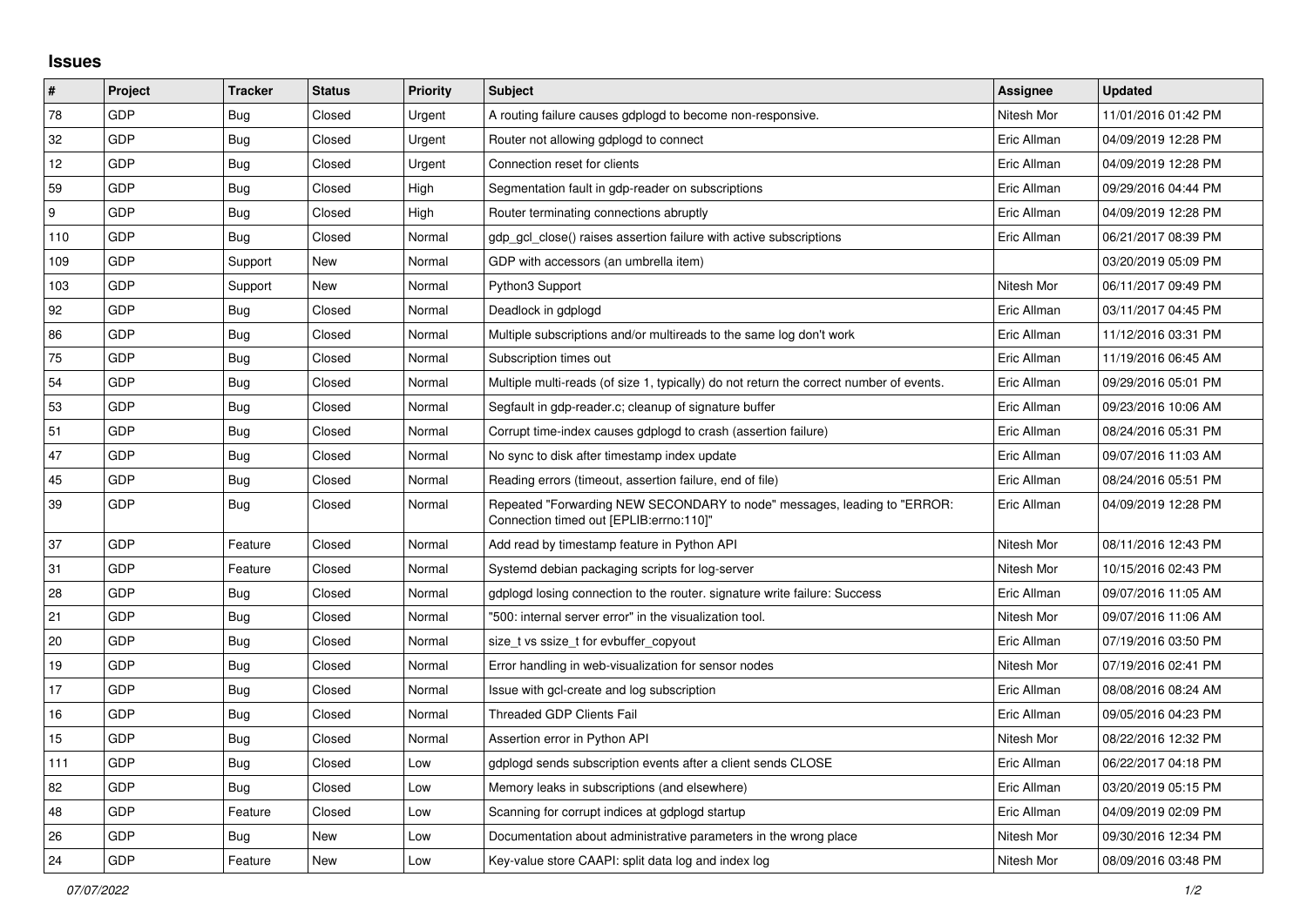# Issues

| # | Project | Tracker | Status | Priority | Subject | Assignee | Updated |
|---|---|---|---|---|---|---|---|
| 78 | GDP | Bug | Closed | Urgent | A routing failure causes gdplogd to become non-responsive. | Nitesh Mor | 11/01/2016 01:42 PM |
| 32 | GDP | Bug | Closed | Urgent | Router not allowing gdplogd to connect | Eric Allman | 04/09/2019 12:28 PM |
| 12 | GDP | Bug | Closed | Urgent | Connection reset for clients | Eric Allman | 04/09/2019 12:28 PM |
| 59 | GDP | Bug | Closed | High | Segmentation fault in gdp-reader on subscriptions | Eric Allman | 09/29/2016 04:44 PM |
| 9 | GDP | Bug | Closed | High | Router terminating connections abruptly | Eric Allman | 04/09/2019 12:28 PM |
| 110 | GDP | Bug | Closed | Normal | gdp_gcl_close() raises assertion failure with active subscriptions | Eric Allman | 06/21/2017 08:39 PM |
| 109 | GDP | Support | New | Normal | GDP with accessors (an umbrella item) | | 03/20/2019 05:09 PM |
| 103 | GDP | Support | New | Normal | Python3 Support | Nitesh Mor | 06/11/2017 09:49 PM |
| 92 | GDP | Bug | Closed | Normal | Deadlock in gdplogd | Eric Allman | 03/11/2017 04:45 PM |
| 86 | GDP | Bug | Closed | Normal | Multiple subscriptions and/or multireads to the same log don't work | Eric Allman | 11/12/2016 03:31 PM |
| 75 | GDP | Bug | Closed | Normal | Subscription times out | Eric Allman | 11/19/2016 06:45 AM |
| 54 | GDP | Bug | Closed | Normal | Multiple multi-reads (of size 1, typically) do not return the correct number of events. | Eric Allman | 09/29/2016 05:01 PM |
| 53 | GDP | Bug | Closed | Normal | Segfault in gdp-reader.c; cleanup of signature buffer | Eric Allman | 09/23/2016 10:06 AM |
| 51 | GDP | Bug | Closed | Normal | Corrupt time-index causes gdplogd to crash (assertion failure) | Eric Allman | 08/24/2016 05:31 PM |
| 47 | GDP | Bug | Closed | Normal | No sync to disk after timestamp index update | Eric Allman | 09/07/2016 11:03 AM |
| 45 | GDP | Bug | Closed | Normal | Reading errors (timeout, assertion failure, end of file) | Eric Allman | 08/24/2016 05:51 PM |
| 39 | GDP | Bug | Closed | Normal | Repeated "Forwarding NEW SECONDARY to node" messages, leading to "ERROR: Connection timed out [EPLIB:errno:110]" | Eric Allman | 04/09/2019 12:28 PM |
| 37 | GDP | Feature | Closed | Normal | Add read by timestamp feature in Python API | Nitesh Mor | 08/11/2016 12:43 PM |
| 31 | GDP | Feature | Closed | Normal | Systemd debian packaging scripts for log-server | Nitesh Mor | 10/15/2016 02:43 PM |
| 28 | GDP | Bug | Closed | Normal | gdplogd losing connection to the router. signature write failure: Success | Eric Allman | 09/07/2016 11:05 AM |
| 21 | GDP | Bug | Closed | Normal | "500: internal server error" in the visualization tool. | Nitesh Mor | 09/07/2016 11:06 AM |
| 20 | GDP | Bug | Closed | Normal | size_t vs ssize_t for evbuffer_copyout | Eric Allman | 07/19/2016 03:50 PM |
| 19 | GDP | Bug | Closed | Normal | Error handling in web-visualization for sensor nodes | Nitesh Mor | 07/19/2016 02:41 PM |
| 17 | GDP | Bug | Closed | Normal | Issue with gcl-create and log subscription | Eric Allman | 08/08/2016 08:24 AM |
| 16 | GDP | Bug | Closed | Normal | Threaded GDP Clients Fail | Eric Allman | 09/05/2016 04:23 PM |
| 15 | GDP | Bug | Closed | Normal | Assertion error in Python API | Nitesh Mor | 08/22/2016 12:32 PM |
| 111 | GDP | Bug | Closed | Low | gdplogd sends subscription events after a client sends CLOSE | Eric Allman | 06/22/2017 04:18 PM |
| 82 | GDP | Bug | Closed | Low | Memory leaks in subscriptions (and elsewhere) | Eric Allman | 03/20/2019 05:15 PM |
| 48 | GDP | Feature | Closed | Low | Scanning for corrupt indices at gdplogd startup | Eric Allman | 04/09/2019 02:09 PM |
| 26 | GDP | Bug | New | Low | Documentation about administrative parameters in the wrong place | Nitesh Mor | 09/30/2016 12:34 PM |
| 24 | GDP | Feature | New | Low | Key-value store CAAPI: split data log and index log | Nitesh Mor | 08/09/2016 03:48 PM |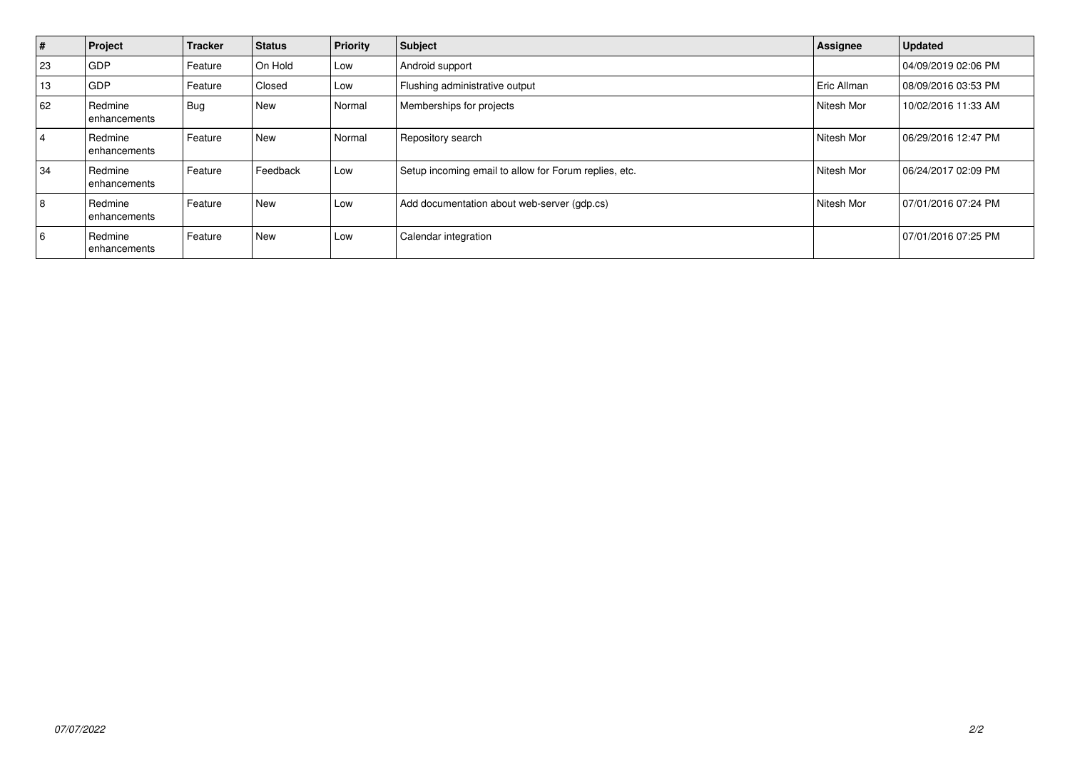| # | Project | Tracker | Status | Priority | Subject | Assignee | Updated |
|---|---|---|---|---|---|---|---|
| 23 | GDP | Feature | On Hold | Low | Android support | | 04/09/2019 02:06 PM |
| 13 | GDP | Feature | Closed | Low | Flushing administrative output | Eric Allman | 08/09/2016 03:53 PM |
| 62 | Redmine enhancements | Bug | New | Normal | Memberships for projects | Nitesh Mor | 10/02/2016 11:33 AM |
| 4 | Redmine enhancements | Feature | New | Normal | Repository search | Nitesh Mor | 06/29/2016 12:47 PM |
| 34 | Redmine enhancements | Feature | Feedback | Low | Setup incoming email to allow for Forum replies, etc. | Nitesh Mor | 06/24/2017 02:09 PM |
| 8 | Redmine enhancements | Feature | New | Low | Add documentation about web-server (gdp.cs) | Nitesh Mor | 07/01/2016 07:24 PM |
| 6 | Redmine enhancements | Feature | New | Low | Calendar integration | | 07/01/2016 07:25 PM |